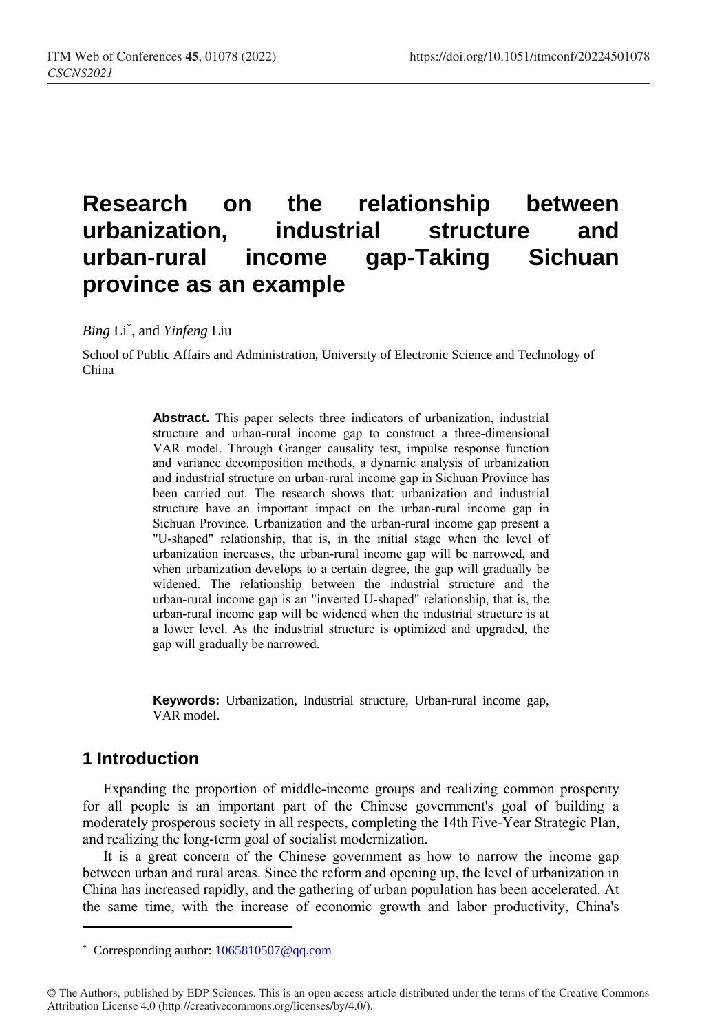# Research on the relationship between urbanization, industrial structure and urban-rural income gap-Taking Sichuan province as an example

*Bing* Li*, and *Yinfeng* Liu

School of Public Affairs and Administration, University of Electronic Science and Technology of China

**Abstract.** This paper selects three indicators of urbanization, industrial structure and urban-rural income gap to construct a three-dimensional VAR model. Through Granger causality test, impulse response function and variance decomposition methods, a dynamic analysis of urbanization and industrial structure on urban-rural income gap in Sichuan Province has been carried out. The research shows that: urbanization and industrial structure have an important impact on the urban-rural income gap in Sichuan Province. Urbanization and the urban-rural income gap present a "U-shaped" relationship, that is, in the initial stage when the level of urbanization increases, the urban-rural income gap will be narrowed, and when urbanization develops to a certain degree, the gap will gradually be widened. The relationship between the industrial structure and the urban-rural income gap is an "inverted U-shaped" relationship, that is, the urban-rural income gap will be widened when the industrial structure is at a lower level. As the industrial structure is optimized and upgraded, the gap will gradually be narrowed.

**Keywords:** Urbanization, Industrial structure, Urban-rural income gap, VAR model.

## 1 Introduction

Expanding the proportion of middle-income groups and realizing common prosperity for all people is an important part of the Chinese government's goal of building a moderately prosperous society in all respects, completing the 14th Five-Year Strategic Plan, and realizing the long-term goal of socialist modernization.

It is a great concern of the Chinese government as how to narrow the income gap between urban and rural areas. Since the reform and opening up, the level of urbanization in China has increased rapidly, and the gathering of urban population has been accelerated. At the same time, with the increase of economic growth and labor productivity, China's

* Corresponding author: 1065810507@qq.com

© The Authors, published by EDP Sciences. This is an open access article distributed under the terms of the Creative Commons Attribution License 4.0 (http://creativecommons.org/licenses/by/4.0/).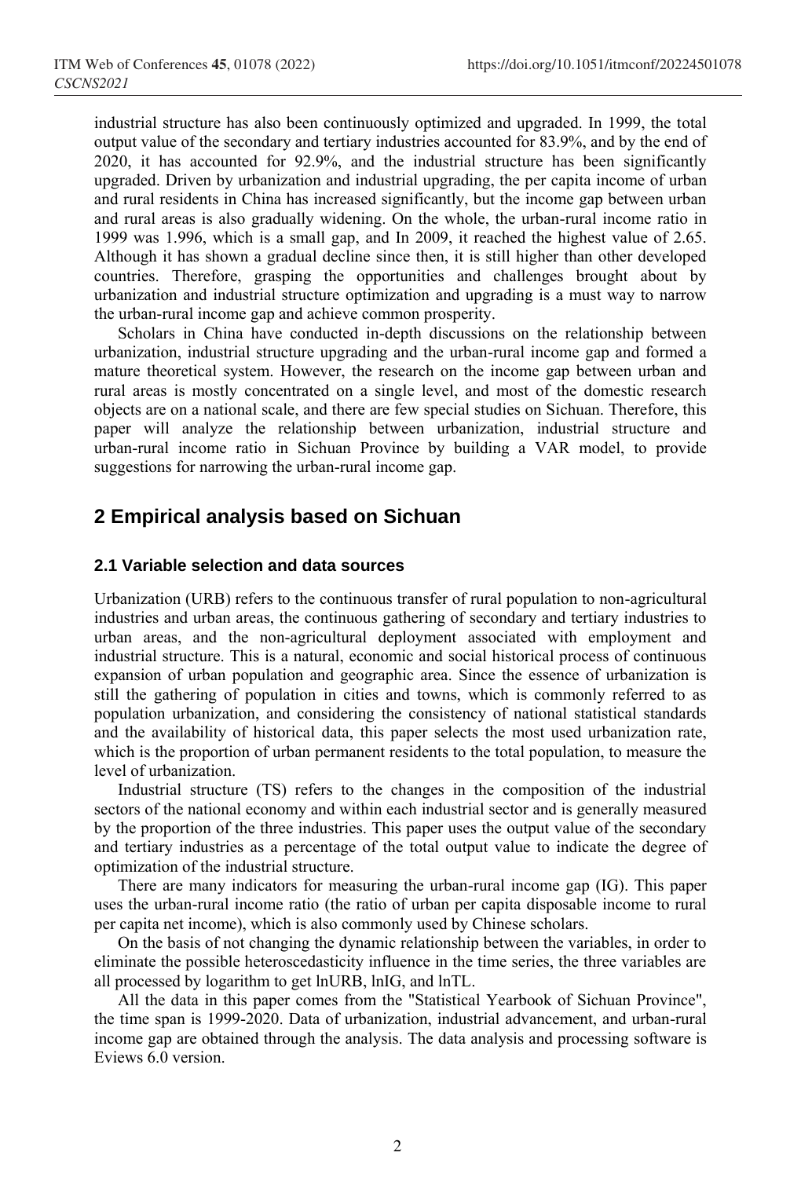industrial structure has also been continuously optimized and upgraded. In 1999, the total output value of the secondary and tertiary industries accounted for 83.9%, and by the end of 2020, it has accounted for 92.9%, and the industrial structure has been significantly upgraded. Driven by urbanization and industrial upgrading, the per capita income of urban and rural residents in China has increased significantly, but the income gap between urban and rural areas is also gradually widening. On the whole, the urban-rural income ratio in 1999 was 1.996, which is a small gap, and In 2009, it reached the highest value of 2.65. Although it has shown a gradual decline since then, it is still higher than other developed countries. Therefore, grasping the opportunities and challenges brought about by urbanization and industrial structure optimization and upgrading is a must way to narrow the urban-rural income gap and achieve common prosperity.

Scholars in China have conducted in-depth discussions on the relationship between urbanization, industrial structure upgrading and the urban-rural income gap and formed a mature theoretical system. However, the research on the income gap between urban and rural areas is mostly concentrated on a single level, and most of the domestic research objects are on a national scale, and there are few special studies on Sichuan. Therefore, this paper will analyze the relationship between urbanization, industrial structure and urban-rural income ratio in Sichuan Province by building a VAR model, to provide suggestions for narrowing the urban-rural income gap.

## 2 Empirical analysis based on Sichuan

### 2.1 Variable selection and data sources

Urbanization (URB) refers to the continuous transfer of rural population to non-agricultural industries and urban areas, the continuous gathering of secondary and tertiary industries to urban areas, and the non-agricultural deployment associated with employment and industrial structure. This is a natural, economic and social historical process of continuous expansion of urban population and geographic area. Since the essence of urbanization is still the gathering of population in cities and towns, which is commonly referred to as population urbanization, and considering the consistency of national statistical standards and the availability of historical data, this paper selects the most used urbanization rate, which is the proportion of urban permanent residents to the total population, to measure the level of urbanization.

Industrial structure (TS) refers to the changes in the composition of the industrial sectors of the national economy and within each industrial sector and is generally measured by the proportion of the three industries. This paper uses the output value of the secondary and tertiary industries as a percentage of the total output value to indicate the degree of optimization of the industrial structure.

There are many indicators for measuring the urban-rural income gap (IG). This paper uses the urban-rural income ratio (the ratio of urban per capita disposable income to rural per capita net income), which is also commonly used by Chinese scholars.

On the basis of not changing the dynamic relationship between the variables, in order to eliminate the possible heteroscedasticity influence in the time series, the three variables are all processed by logarithm to get lnURB, lnIG, and lnTL.

All the data in this paper comes from the "Statistical Yearbook of Sichuan Province", the time span is 1999-2020. Data of urbanization, industrial advancement, and urban-rural income gap are obtained through the analysis. The data analysis and processing software is Eviews 6.0 version.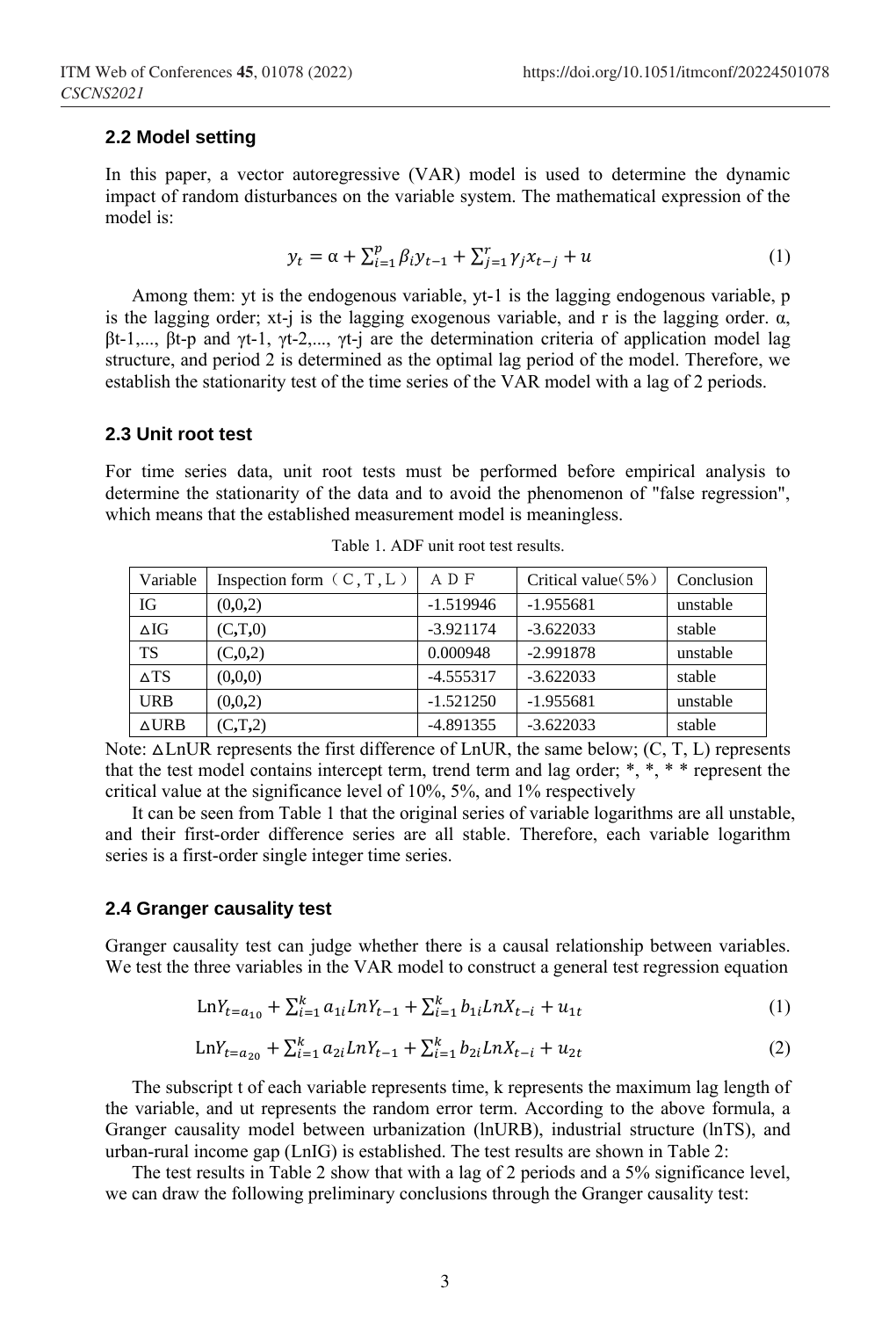### 2.2 Model setting

In this paper, a vector autoregressive (VAR) model is used to determine the dynamic impact of random disturbances on the variable system. The mathematical expression of the model is:

$$y_t = \alpha + \sum_{i=1}^{p} \beta_i y_{t-1} + \sum_{j=1}^{r} \gamma_j x_{t-j} + u \tag{1}$$

Among them: yt is the endogenous variable, yt-1 is the lagging endogenous variable, p is the lagging order; xt-j is the lagging exogenous variable, and r is the lagging order. α, βt-1,..., βt-p and γt-1, γt-2,..., γt-j are the determination criteria of application model lag structure, and period 2 is determined as the optimal lag period of the model. Therefore, we establish the stationarity test of the time series of the VAR model with a lag of 2 periods.

### 2.3 Unit root test

For time series data, unit root tests must be performed before empirical analysis to determine the stationarity of the data and to avoid the phenomenon of "false regression", which means that the established measurement model is meaningless.

Table 1. ADF unit root test results.

| Variable | Inspection form（C, T, L） | ADF | Critical value（5%） | Conclusion |
|---|---|---|---|---|
| IG | (0,0,2) | -1.519946 | -1.955681 | unstable |
| ΔIG | (C,T,0) | -3.921174 | -3.622033 | stable |
| TS | (C,0,2) | 0.000948 | -2.991878 | unstable |
| ΔTS | (0,0,0) | -4.555317 | -3.622033 | stable |
| URB | (0,0,2) | -1.521250 | -1.955681 | unstable |
| ΔURB | (C,T,2) | -4.891355 | -3.622033 | stable |

Note: ΔLnUR represents the first difference of LnUR, the same below; (C, T, L) represents that the test model contains intercept term, trend term and lag order; *, *, * * represent the critical value at the significance level of 10%, 5%, and 1% respectively

It can be seen from Table 1 that the original series of variable logarithms are all unstable, and their first-order difference series are all stable. Therefore, each variable logarithm series is a first-order single integer time series.

### 2.4 Granger causality test

Granger causality test can judge whether there is a causal relationship between variables. We test the three variables in the VAR model to construct a general test regression equation

$$\text{Ln}Y_{t=a_{10}} + \sum_{i=1}^{k} a_{1i} LnY_{t-1} + \sum_{i=1}^{k} b_{1i} LnX_{t-i} + u_{1t} \tag{1}$$

$$\text{Ln}Y_{t=a_{20}} + \sum_{i=1}^{k} a_{2i} LnY_{t-1} + \sum_{i=1}^{k} b_{2i} LnX_{t-i} + u_{2t} \tag{2}$$

The subscript t of each variable represents time, k represents the maximum lag length of the variable, and ut represents the random error term. According to the above formula, a Granger causality model between urbanization (lnURB), industrial structure (lnTS), and urban-rural income gap (LnIG) is established. The test results are shown in Table 2:

The test results in Table 2 show that with a lag of 2 periods and a 5% significance level, we can draw the following preliminary conclusions through the Granger causality test: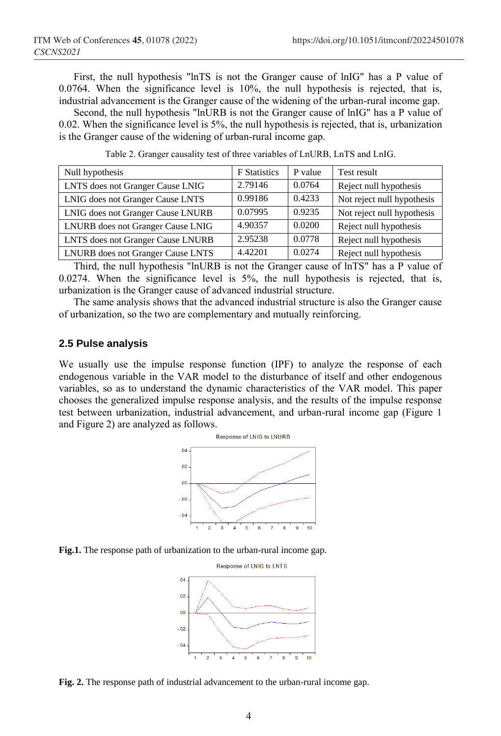First, the null hypothesis "lnTS is not the Granger cause of lnIG" has a P value of 0.0764. When the significance level is 10%, the null hypothesis is rejected, that is, industrial advancement is the Granger cause of the widening of the urban-rural income gap.

Second, the null hypothesis "lnURB is not the Granger cause of lnIG" has a P value of 0.02. When the significance level is 5%, the null hypothesis is rejected, that is, urbanization is the Granger cause of the widening of urban-rural income gap.

Table 2. Granger causality test of three variables of LnURB, LnTS and LnIG.

| Null hypothesis | F Statistics | P value | Test result |
|---|---|---|---|
| LNTS does not Granger Cause LNIG | 2.79146 | 0.0764 | Reject null hypothesis |
| LNIG does not Granger Cause LNTS | 0.99186 | 0.4233 | Not reject null hypothesis |
| LNIG does not Granger Cause LNURB | 0.07995 | 0.9235 | Not reject null hypothesis |
| LNURB does not Granger Cause LNIG | 4.90357 | 0.0200 | Reject null hypothesis |
| LNTS does not Granger Cause LNURB | 2.95238 | 0.0778 | Reject null hypothesis |
| LNURB does not Granger Cause LNTS | 4.42201 | 0.0274 | Reject null hypothesis |

Third, the null hypothesis "lnURB is not the Granger cause of lnTS" has a P value of 0.0274. When the significance level is 5%, the null hypothesis is rejected, that is, urbanization is the Granger cause of advanced industrial structure.

The same analysis shows that the advanced industrial structure is also the Granger cause of urbanization, so the two are complementary and mutually reinforcing.

## 2.5 Pulse analysis

We usually use the impulse response function (IPF) to analyze the response of each endogenous variable in the VAR model to the disturbance of itself and other endogenous variables, so as to understand the dynamic characteristics of the VAR model. This paper chooses the generalized impulse response analysis, and the results of the impulse response test between urbanization, industrial advancement, and urban-rural income gap (Figure 1 and Figure 2) are analyzed as follows.

**Fig.1.** The response path of urbanization to the urban-rural income gap.

**Fig. 2.** The response path of industrial advancement to the urban-rural income gap.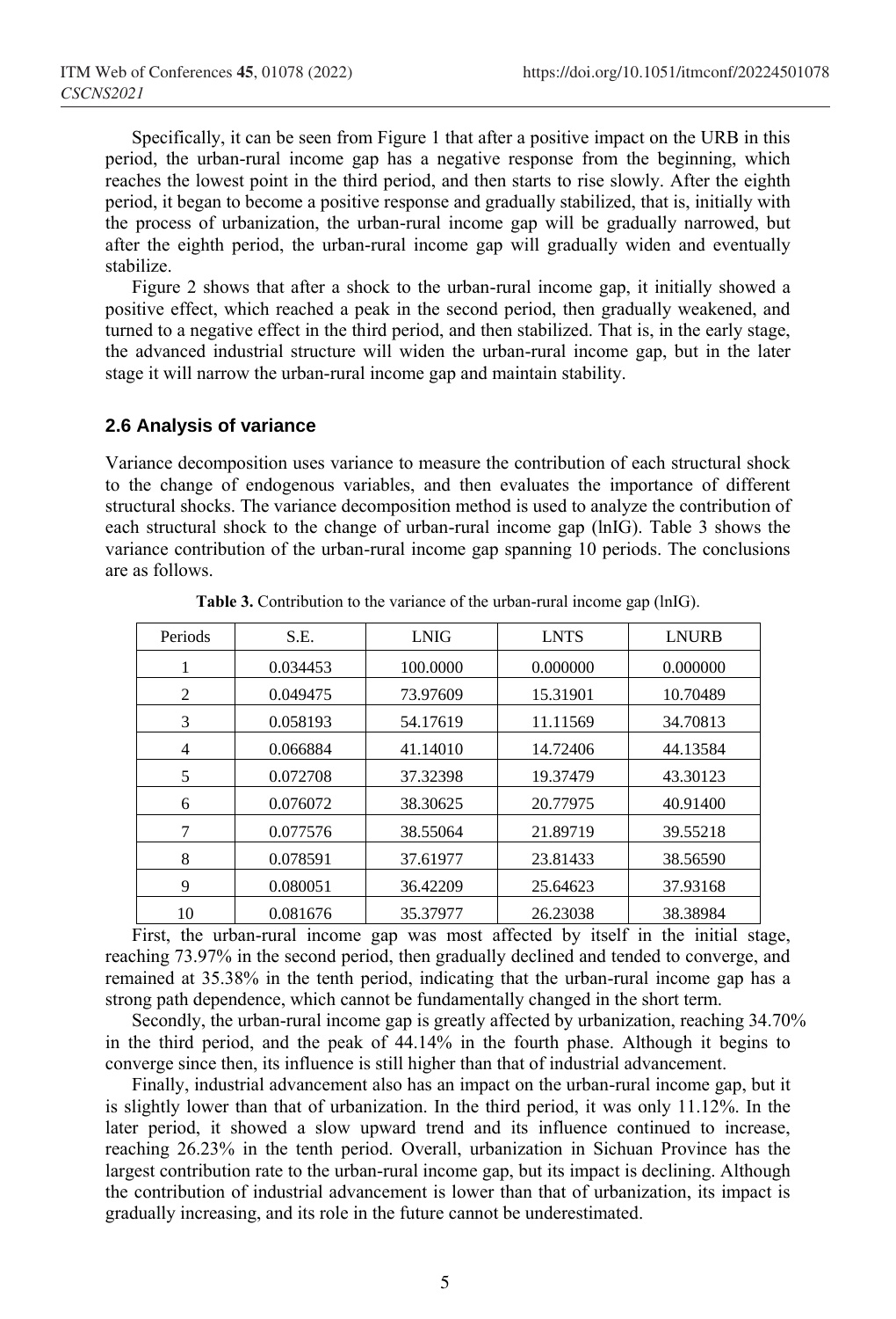Specifically, it can be seen from Figure 1 that after a positive impact on the URB in this period, the urban-rural income gap has a negative response from the beginning, which reaches the lowest point in the third period, and then starts to rise slowly. After the eighth period, it began to become a positive response and gradually stabilized, that is, initially with the process of urbanization, the urban-rural income gap will be gradually narrowed, but after the eighth period, the urban-rural income gap will gradually widen and eventually stabilize.

Figure 2 shows that after a shock to the urban-rural income gap, it initially showed a positive effect, which reached a peak in the second period, then gradually weakened, and turned to a negative effect in the third period, and then stabilized. That is, in the early stage, the advanced industrial structure will widen the urban-rural income gap, but in the later stage it will narrow the urban-rural income gap and maintain stability.

### 2.6 Analysis of variance

Variance decomposition uses variance to measure the contribution of each structural shock to the change of endogenous variables, and then evaluates the importance of different structural shocks. The variance decomposition method is used to analyze the contribution of each structural shock to the change of urban-rural income gap (lnIG). Table 3 shows the variance contribution of the urban-rural income gap spanning 10 periods. The conclusions are as follows.

**Table 3.** Contribution to the variance of the urban-rural income gap (lnIG).

| Periods | S.E. | LNIG | LNTS | LNURB |
|---|---|---|---|---|
| 1 | 0.034453 | 100.0000 | 0.000000 | 0.000000 |
| 2 | 0.049475 | 73.97609 | 15.31901 | 10.70489 |
| 3 | 0.058193 | 54.17619 | 11.11569 | 34.70813 |
| 4 | 0.066884 | 41.14010 | 14.72406 | 44.13584 |
| 5 | 0.072708 | 37.32398 | 19.37479 | 43.30123 |
| 6 | 0.076072 | 38.30625 | 20.77975 | 40.91400 |
| 7 | 0.077576 | 38.55064 | 21.89719 | 39.55218 |
| 8 | 0.078591 | 37.61977 | 23.81433 | 38.56590 |
| 9 | 0.080051 | 36.42209 | 25.64623 | 37.93168 |
| 10 | 0.081676 | 35.37977 | 26.23038 | 38.38984 |

First, the urban-rural income gap was most affected by itself in the initial stage, reaching 73.97% in the second period, then gradually declined and tended to converge, and remained at 35.38% in the tenth period, indicating that the urban-rural income gap has a strong path dependence, which cannot be fundamentally changed in the short term.

Secondly, the urban-rural income gap is greatly affected by urbanization, reaching 34.70% in the third period, and the peak of 44.14% in the fourth phase. Although it begins to converge since then, its influence is still higher than that of industrial advancement.

Finally, industrial advancement also has an impact on the urban-rural income gap, but it is slightly lower than that of urbanization. In the third period, it was only 11.12%. In the later period, it showed a slow upward trend and its influence continued to increase, reaching 26.23% in the tenth period. Overall, urbanization in Sichuan Province has the largest contribution rate to the urban-rural income gap, but its impact is declining. Although the contribution of industrial advancement is lower than that of urbanization, its impact is gradually increasing, and its role in the future cannot be underestimated.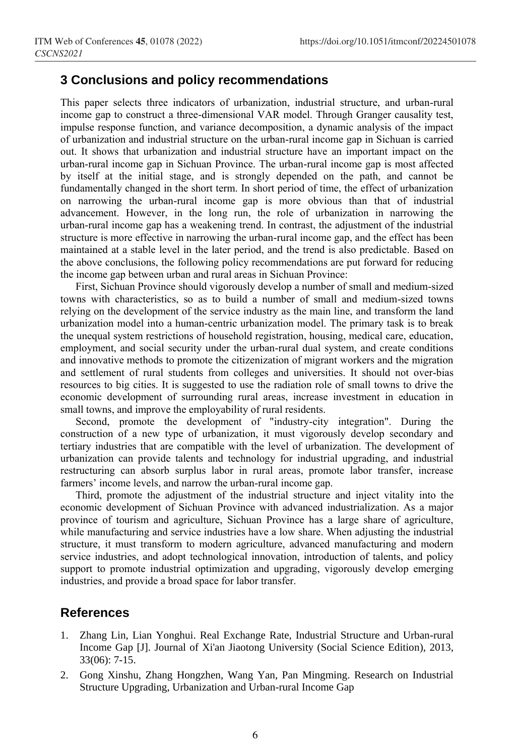## 3 Conclusions and policy recommendations

This paper selects three indicators of urbanization, industrial structure, and urban-rural income gap to construct a three-dimensional VAR model. Through Granger causality test, impulse response function, and variance decomposition, a dynamic analysis of the impact of urbanization and industrial structure on the urban-rural income gap in Sichuan is carried out. It shows that urbanization and industrial structure have an important impact on the urban-rural income gap in Sichuan Province. The urban-rural income gap is most affected by itself at the initial stage, and is strongly depended on the path, and cannot be fundamentally changed in the short term. In short period of time, the effect of urbanization on narrowing the urban-rural income gap is more obvious than that of industrial advancement. However, in the long run, the role of urbanization in narrowing the urban-rural income gap has a weakening trend. In contrast, the adjustment of the industrial structure is more effective in narrowing the urban-rural income gap, and the effect has been maintained at a stable level in the later period, and the trend is also predictable. Based on the above conclusions, the following policy recommendations are put forward for reducing the income gap between urban and rural areas in Sichuan Province:

First, Sichuan Province should vigorously develop a number of small and medium-sized towns with characteristics, so as to build a number of small and medium-sized towns relying on the development of the service industry as the main line, and transform the land urbanization model into a human-centric urbanization model. The primary task is to break the unequal system restrictions of household registration, housing, medical care, education, employment, and social security under the urban-rural dual system, and create conditions and innovative methods to promote the citizenization of migrant workers and the migration and settlement of rural students from colleges and universities. It should not over-bias resources to big cities. It is suggested to use the radiation role of small towns to drive the economic development of surrounding rural areas, increase investment in education in small towns, and improve the employability of rural residents.

Second, promote the development of "industry-city integration". During the construction of a new type of urbanization, it must vigorously develop secondary and tertiary industries that are compatible with the level of urbanization. The development of urbanization can provide talents and technology for industrial upgrading, and industrial restructuring can absorb surplus labor in rural areas, promote labor transfer, increase farmers' income levels, and narrow the urban-rural income gap.

Third, promote the adjustment of the industrial structure and inject vitality into the economic development of Sichuan Province with advanced industrialization. As a major province of tourism and agriculture, Sichuan Province has a large share of agriculture, while manufacturing and service industries have a low share. When adjusting the industrial structure, it must transform to modern agriculture, advanced manufacturing and modern service industries, and adopt technological innovation, introduction of talents, and policy support to promote industrial optimization and upgrading, vigorously develop emerging industries, and provide a broad space for labor transfer.

## References

1. Zhang Lin, Lian Yonghui. Real Exchange Rate, Industrial Structure and Urban-rural Income Gap [J]. Journal of Xi'an Jiaotong University (Social Science Edition), 2013, 33(06): 7-15.
2. Gong Xinshu, Zhang Hongzhen, Wang Yan, Pan Mingming. Research on Industrial Structure Upgrading, Urbanization and Urban-rural Income Gap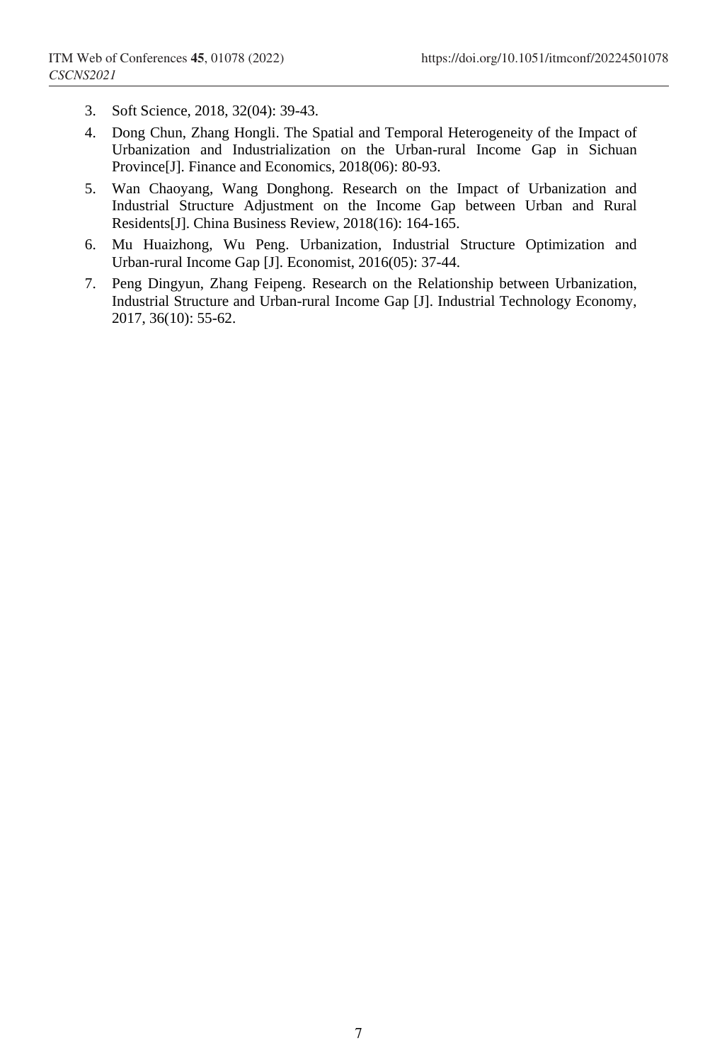3. Soft Science, 2018, 32(04): 39-43.
4. Dong Chun, Zhang Hongli. The Spatial and Temporal Heterogeneity of the Impact of Urbanization and Industrialization on the Urban-rural Income Gap in Sichuan Province[J]. Finance and Economics, 2018(06): 80-93.
5. Wan Chaoyang, Wang Donghong. Research on the Impact of Urbanization and Industrial Structure Adjustment on the Income Gap between Urban and Rural Residents[J]. China Business Review, 2018(16): 164-165.
6. Mu Huaizhong, Wu Peng. Urbanization, Industrial Structure Optimization and Urban-rural Income Gap [J]. Economist, 2016(05): 37-44.
7. Peng Dingyun, Zhang Feipeng. Research on the Relationship between Urbanization, Industrial Structure and Urban-rural Income Gap [J]. Industrial Technology Economy, 2017, 36(10): 55-62.